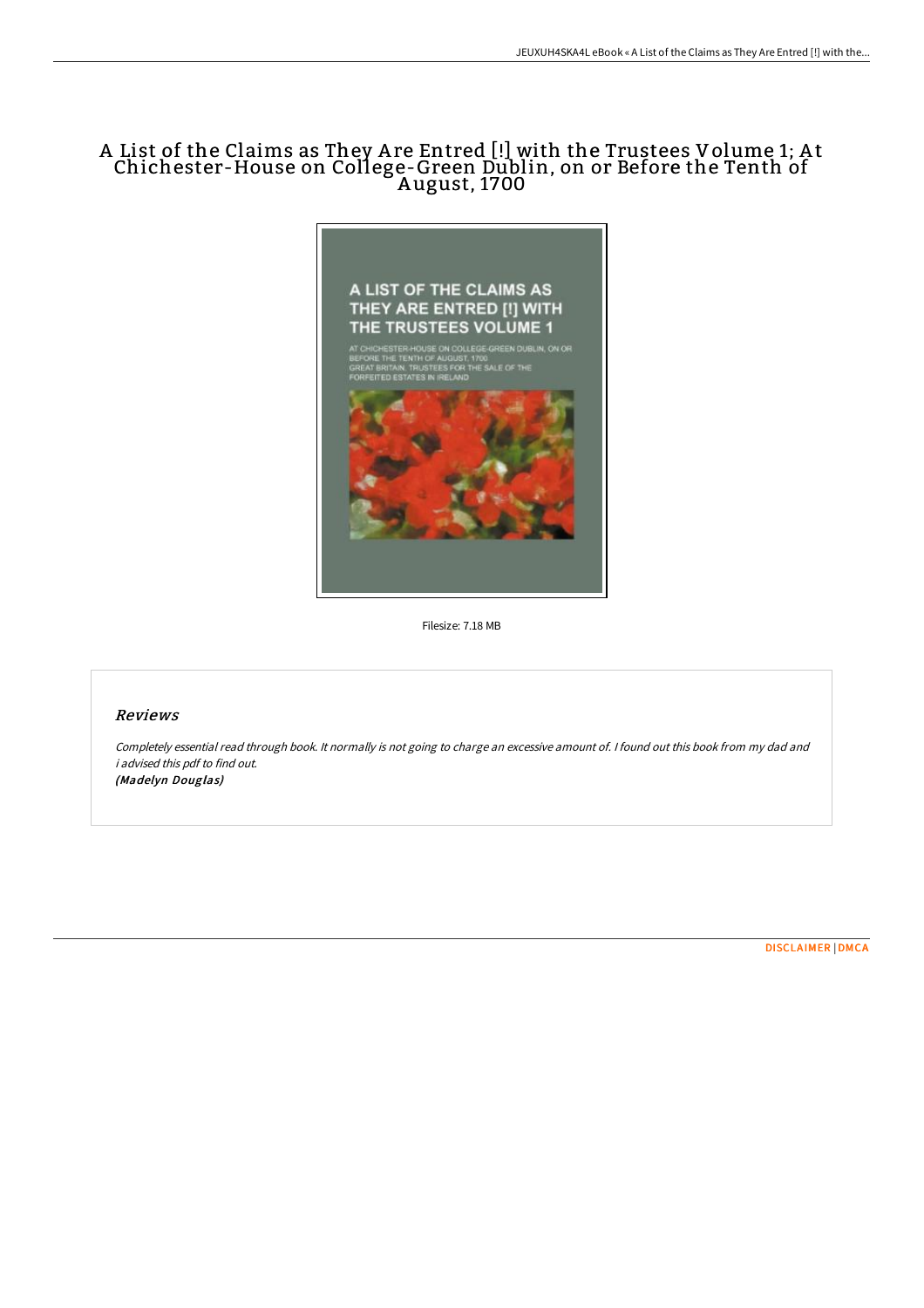# A List of the Claims as They Are Entred [!] with the Trustees Volume 1; At Chichester-House on College-Green Dublin, on or Before the Tenth of August, 1700

A LIST OF THE CLAIMS AS THEY ARE ENTRED [!] WITH THE TRUSTEES VOLUME 1

AT CHICHESTER-HOUSE ON COLLEGE-GREEN DUBLIN, ON OR BEFORE THE TENTH OF AUGUST, 1700
GREAT BRITAIN. TRUSTEES FOR THE SALE OF THE FORFEITED ESTATES IN IRELAND

Filesize: 7.18 MB

## Reviews

*Completely essential read through book. It normally is not going to charge an excessive amount of. I found out this book from my dad and i advised this pdf to find out.*
***(Madelyn Douglas)***

DISCLAIMER | DMCA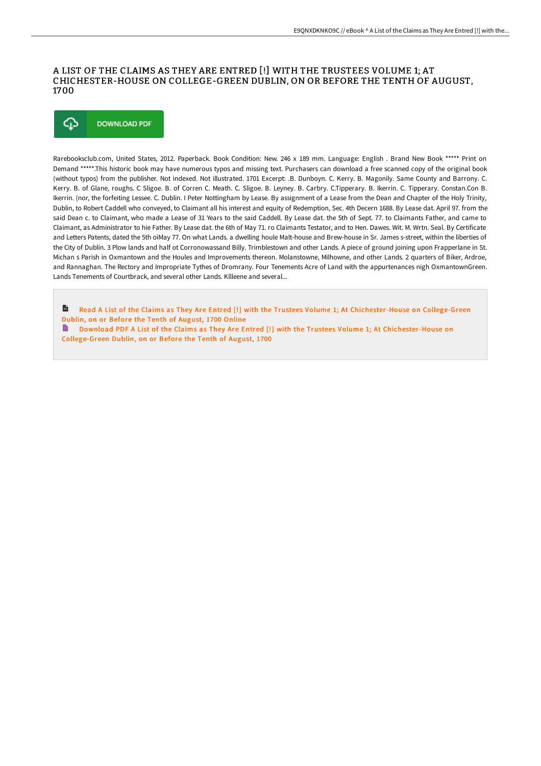# A LIST OF THE CLAIMS AS THEY ARE ENTRED [!] WITH THE TRUSTEES VOLUME 1; AT CHICHESTER-HOUSE ON COLLEGE-GREEN DUBLIN, ON OR BEFORE THE TENTH OF AUGUST, 1700

DOWNLOAD PDF

Rarebooksclub.com, United States, 2012. Paperback. Book Condition: New. 246 x 189 mm. Language: English . Brand New Book ***** Print on Demand *****.This historic book may have numerous typos and missing text. Purchasers can download a free scanned copy of the original book (without typos) from the publisher. Not indexed. Not illustrated. 1701 Excerpt: .B. Dunboyn. C. Kerry. B. Magonily. Same County and Barrony. C. Kerry. B. of Glane, roughs. C Sligoe. B. of Corren C. Meath. C. Sligoe. B. Leyney. B. Carbry. C.Tipperary. B. Ikerrin. C. Tipperary. Constan.Con B. Ikerrin. (nor, the forfeiting Lessee. C. Dublin. I Peter Nottingham by Lease. By assignment of a Lease from the Dean and Chapter of the Holy Trinity, Dublin, to Robert Caddell who conveyed, to Claimant all his interest and equity of Redemption, Sec. 4th Decern 1688. By Lease dat. April 97. from the said Dean c. to Claimant, who made a Lease of 31 Years to the said Caddell. By Lease dat. the 5th of Sept. 77. to Claimants Father, and came to Claimant, as Administrator to hie Father. By Lease dat. the 6th of May 71. ro Claimants Testator, and to Hen. Dawes. Wit. M. Wrtn. Seal. By Certificate and Letters Patents, dated the 5th oiMay 77. On what Lands. a dwelling houle Malt-house and Brew-house in Sr. James s-street, within the liberties of the City of Dublin. 3 Plow lands and half ot Corronowassand Billy. Trimblestown and other Lands. A piece of ground joining upon Frapperlane in St. Michan s Parish in Oxmantown and the Houles and Improvements thereon. Molanstowne, Milhowne, and other Lands. 2 quarters of Biker, Ardroe, and Rannaghan. The Rectory and Impropriate Tythes of Dromrany. Four Tenements Acre of Land with the appurtenances nigh OxmantownGreen. Lands Tenements of Courtbrack, and several other Lands. Kllleene and several...

Read A List of the Claims as They Are Entred [!] with the Trustees Volume 1; At Chichester-House on College-Green Dublin, on or Before the Tenth of August, 1700 Online

Download PDF A List of the Claims as They Are Entred [!] with the Trustees Volume 1; At Chichester-House on College-Green Dublin, on or Before the Tenth of August, 1700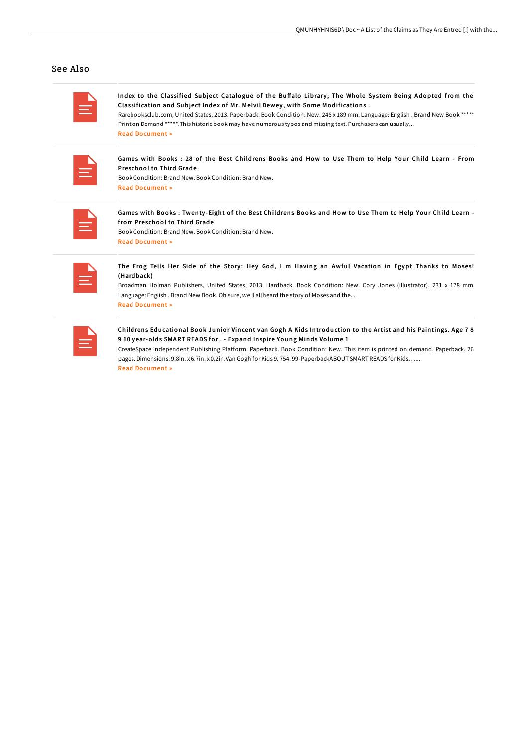## See Also

**Index to the Classified Subject Catalogue of the Buffalo Library; The Whole System Being Adopted from the Classification and Subject Index of Mr. Melvil Dewey, with Some Modifications .**

Rarebooksclub.com, United States, 2013. Paperback. Book Condition: New. 246 x 189 mm. Language: English . Brand New Book ***** Print on Demand *****.This historic book may have numerous typos and missing text. Purchasers can usually...

Read Document »

**Games with Books : 28 of the Best Childrens Books and How to Use Them to Help Your Child Learn - From Preschool to Third Grade**

Book Condition: Brand New. Book Condition: Brand New.

Read Document »

**Games with Books : Twenty-Eight of the Best Childrens Books and How to Use Them to Help Your Child Learn - from Preschool to Third Grade**

Book Condition: Brand New. Book Condition: Brand New.

Read Document »

**The Frog Tells Her Side of the Story: Hey God, I m Having an Awful Vacation in Egypt Thanks to Moses! (Hardback)**

Broadman Holman Publishers, United States, 2013. Hardback. Book Condition: New. Cory Jones (illustrator). 231 x 178 mm. Language: English . Brand New Book. Oh sure, we ll all heard the story of Moses and the...

Read Document »

**Childrens Educational Book Junior Vincent van Gogh A Kids Introduction to the Artist and his Paintings. Age 7 8 9 10 year-olds SMART READS for . - Expand Inspire Young Minds Volume 1**

CreateSpace Independent Publishing Platform. Paperback. Book Condition: New. This item is printed on demand. Paperback. 26 pages. Dimensions: 9.8in. x 6.7in. x 0.2in.Van Gogh for Kids 9. 754. 99-PaperbackABOUT SMART READS for Kids. . ....

Read Document »